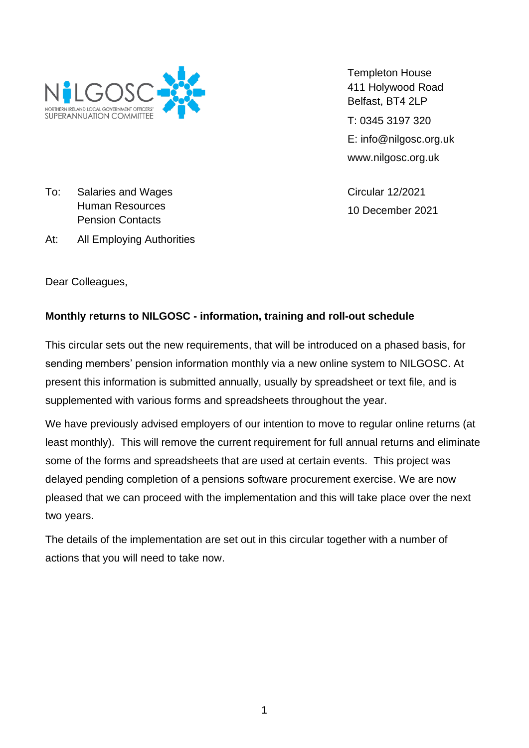NILGOSC
NORTHERN IRELAND LOCAL GOVERNMENT OFFICERS' SUPERANNUATION COMMITTEE

Templeton House
411 Holywood Road
Belfast, BT4 2LP

T: 0345 3197 320
E: info@nilgosc.org.uk
www.nilgosc.org.uk

To: Salaries and Wages
Human Resources
Pension Contacts

At: All Employing Authorities

Circular 12/2021
10 December 2021

Dear Colleagues,

**Monthly returns to NILGOSC - information, training and roll-out schedule**

This circular sets out the new requirements, that will be introduced on a phased basis, for sending members' pension information monthly via a new online system to NILGOSC. At present this information is submitted annually, usually by spreadsheet or text file, and is supplemented with various forms and spreadsheets throughout the year.

We have previously advised employers of our intention to move to regular online returns (at least monthly). This will remove the current requirement for full annual returns and eliminate some of the forms and spreadsheets that are used at certain events. This project was delayed pending completion of a pensions software procurement exercise. We are now pleased that we can proceed with the implementation and this will take place over the next two years.

The details of the implementation are set out in this circular together with a number of actions that you will need to take now.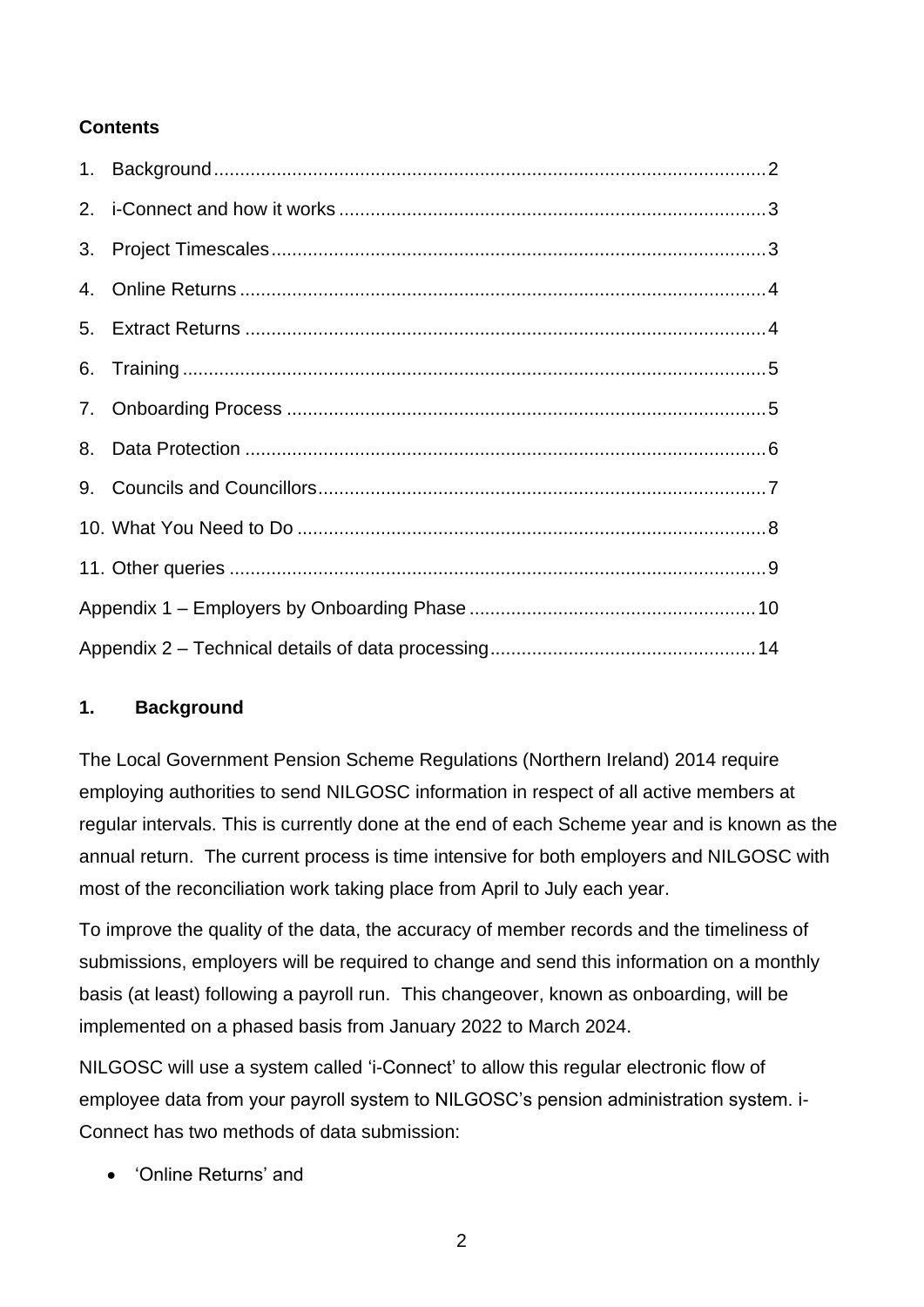**Contents**

1. Background ... 2
2. i-Connect and how it works ... 3
3. Project Timescales ... 3
4. Online Returns ... 4
5. Extract Returns ... 4
6. Training ... 5
7. Onboarding Process ... 5
8. Data Protection ... 6
9. Councils and Councillors ... 7
10. What You Need to Do ... 8
11. Other queries ... 9

Appendix 1 – Employers by Onboarding Phase ... 10

Appendix 2 – Technical details of data processing ... 14

## 1. Background

The Local Government Pension Scheme Regulations (Northern Ireland) 2014 require employing authorities to send NILGOSC information in respect of all active members at regular intervals. This is currently done at the end of each Scheme year and is known as the annual return. The current process is time intensive for both employers and NILGOSC with most of the reconciliation work taking place from April to July each year.

To improve the quality of the data, the accuracy of member records and the timeliness of submissions, employers will be required to change and send this information on a monthly basis (at least) following a payroll run. This changeover, known as onboarding, will be implemented on a phased basis from January 2022 to March 2024.

NILGOSC will use a system called 'i-Connect' to allow this regular electronic flow of employee data from your payroll system to NILGOSC's pension administration system. i-Connect has two methods of data submission:

- 'Online Returns' and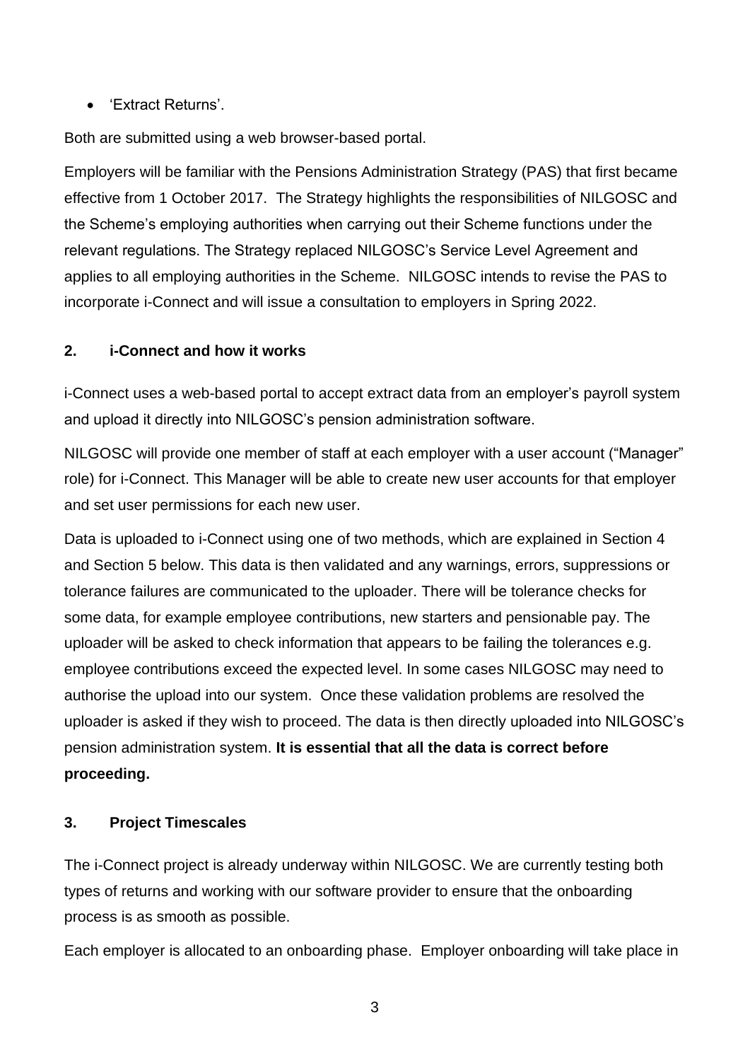- 'Extract Returns'.

Both are submitted using a web browser-based portal.

Employers will be familiar with the Pensions Administration Strategy (PAS) that first became effective from 1 October 2017. The Strategy highlights the responsibilities of NILGOSC and the Scheme's employing authorities when carrying out their Scheme functions under the relevant regulations. The Strategy replaced NILGOSC's Service Level Agreement and applies to all employing authorities in the Scheme. NILGOSC intends to revise the PAS to incorporate i-Connect and will issue a consultation to employers in Spring 2022.

## 2. i-Connect and how it works

i-Connect uses a web-based portal to accept extract data from an employer's payroll system and upload it directly into NILGOSC's pension administration software.

NILGOSC will provide one member of staff at each employer with a user account ("Manager" role) for i-Connect. This Manager will be able to create new user accounts for that employer and set user permissions for each new user.

Data is uploaded to i-Connect using one of two methods, which are explained in Section 4 and Section 5 below. This data is then validated and any warnings, errors, suppressions or tolerance failures are communicated to the uploader. There will be tolerance checks for some data, for example employee contributions, new starters and pensionable pay. The uploader will be asked to check information that appears to be failing the tolerances e.g. employee contributions exceed the expected level. In some cases NILGOSC may need to authorise the upload into our system. Once these validation problems are resolved the uploader is asked if they wish to proceed. The data is then directly uploaded into NILGOSC's pension administration system. **It is essential that all the data is correct before proceeding.**

## 3. Project Timescales

The i-Connect project is already underway within NILGOSC. We are currently testing both types of returns and working with our software provider to ensure that the onboarding process is as smooth as possible.

Each employer is allocated to an onboarding phase. Employer onboarding will take place in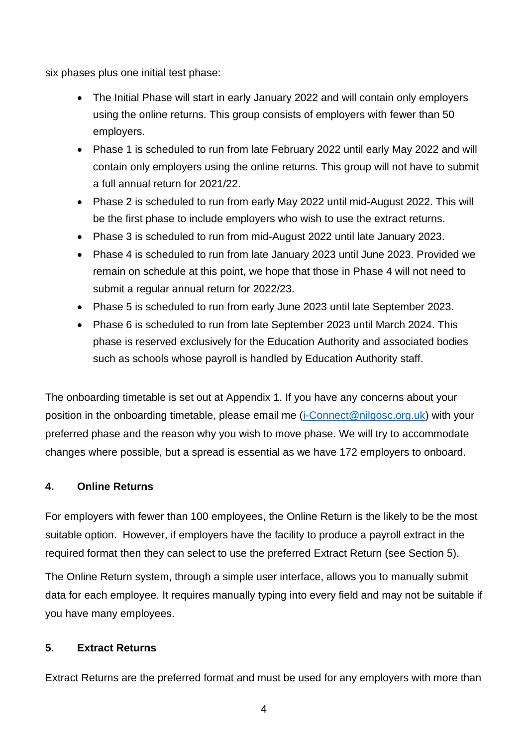six phases plus one initial test phase:

- The Initial Phase will start in early January 2022 and will contain only employers using the online returns. This group consists of employers with fewer than 50 employers.
- Phase 1 is scheduled to run from late February 2022 until early May 2022 and will contain only employers using the online returns. This group will not have to submit a full annual return for 2021/22.
- Phase 2 is scheduled to run from early May 2022 until mid-August 2022. This will be the first phase to include employers who wish to use the extract returns.
- Phase 3 is scheduled to run from mid-August 2022 until late January 2023.
- Phase 4 is scheduled to run from late January 2023 until June 2023. Provided we remain on schedule at this point, we hope that those in Phase 4 will not need to submit a regular annual return for 2022/23.
- Phase 5 is scheduled to run from early June 2023 until late September 2023.
- Phase 6 is scheduled to run from late September 2023 until March 2024. This phase is reserved exclusively for the Education Authority and associated bodies such as schools whose payroll is handled by Education Authority staff.

The onboarding timetable is set out at Appendix 1. If you have any concerns about your position in the onboarding timetable, please email me (i-Connect@nilgosc.org.uk) with your preferred phase and the reason why you wish to move phase. We will try to accommodate changes where possible, but a spread is essential as we have 172 employers to onboard.

## 4. Online Returns

For employers with fewer than 100 employees, the Online Return is the likely to be the most suitable option. However, if employers have the facility to produce a payroll extract in the required format then they can select to use the preferred Extract Return (see Section 5).

The Online Return system, through a simple user interface, allows you to manually submit data for each employee. It requires manually typing into every field and may not be suitable if you have many employees.

## 5. Extract Returns

Extract Returns are the preferred format and must be used for any employers with more than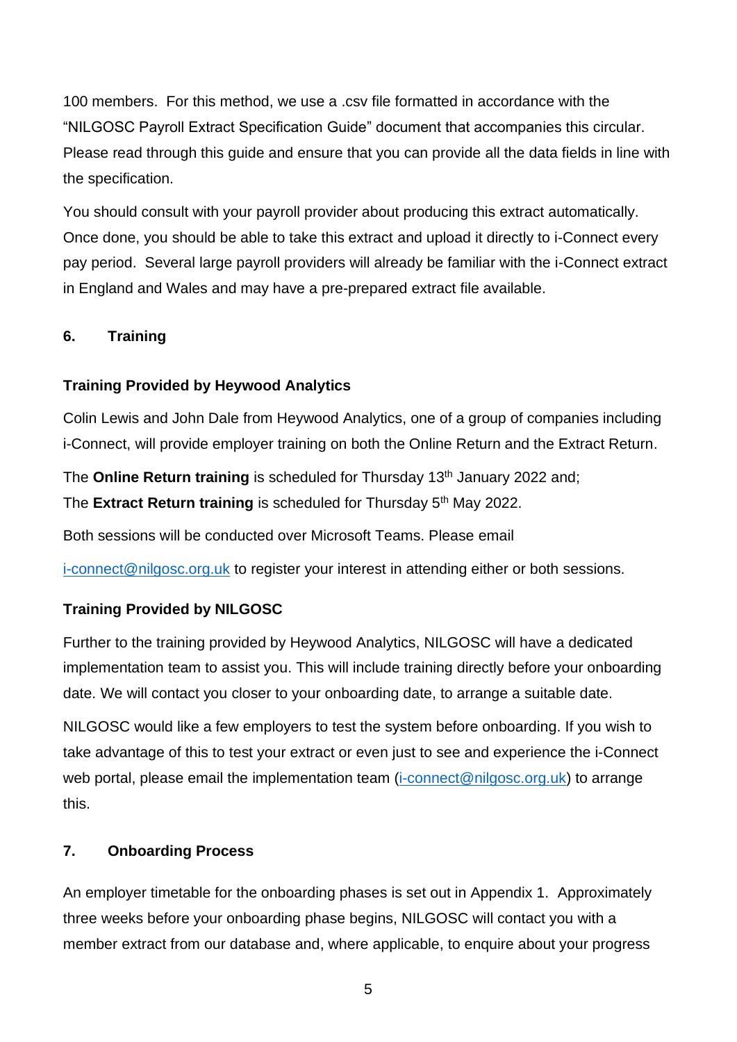100 members. For this method, we use a .csv file formatted in accordance with the "NILGOSC Payroll Extract Specification Guide" document that accompanies this circular. Please read through this guide and ensure that you can provide all the data fields in line with the specification.

You should consult with your payroll provider about producing this extract automatically. Once done, you should be able to take this extract and upload it directly to i-Connect every pay period. Several large payroll providers will already be familiar with the i-Connect extract in England and Wales and may have a pre-prepared extract file available.

## 6. Training

### Training Provided by Heywood Analytics

Colin Lewis and John Dale from Heywood Analytics, one of a group of companies including i-Connect, will provide employer training on both the Online Return and the Extract Return.

The **Online Return training** is scheduled for Thursday 13th January 2022 and;
The **Extract Return training** is scheduled for Thursday 5th May 2022.

Both sessions will be conducted over Microsoft Teams. Please email

i-connect@nilgosc.org.uk to register your interest in attending either or both sessions.

### Training Provided by NILGOSC

Further to the training provided by Heywood Analytics, NILGOSC will have a dedicated implementation team to assist you. This will include training directly before your onboarding date. We will contact you closer to your onboarding date, to arrange a suitable date.

NILGOSC would like a few employers to test the system before onboarding. If you wish to take advantage of this to test your extract or even just to see and experience the i-Connect web portal, please email the implementation team (i-connect@nilgosc.org.uk) to arrange this.

## 7. Onboarding Process

An employer timetable for the onboarding phases is set out in Appendix 1. Approximately three weeks before your onboarding phase begins, NILGOSC will contact you with a member extract from our database and, where applicable, to enquire about your progress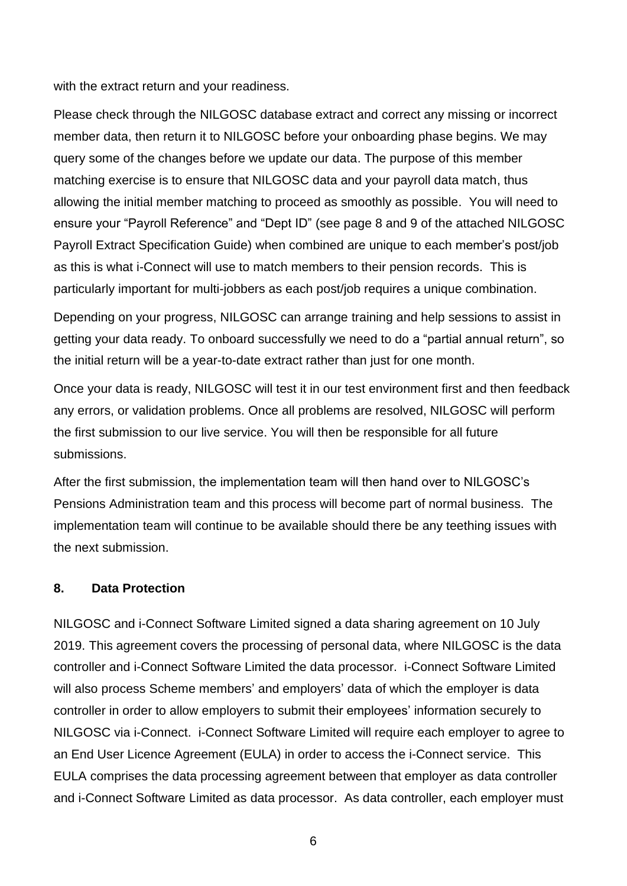with the extract return and your readiness.

Please check through the NILGOSC database extract and correct any missing or incorrect member data, then return it to NILGOSC before your onboarding phase begins. We may query some of the changes before we update our data. The purpose of this member matching exercise is to ensure that NILGOSC data and your payroll data match, thus allowing the initial member matching to proceed as smoothly as possible. You will need to ensure your “Payroll Reference” and “Dept ID” (see page 8 and 9 of the attached NILGOSC Payroll Extract Specification Guide) when combined are unique to each member’s post/job as this is what i-Connect will use to match members to their pension records. This is particularly important for multi-jobbers as each post/job requires a unique combination.

Depending on your progress, NILGOSC can arrange training and help sessions to assist in getting your data ready. To onboard successfully we need to do a “partial annual return”, so the initial return will be a year-to-date extract rather than just for one month.

Once your data is ready, NILGOSC will test it in our test environment first and then feedback any errors, or validation problems. Once all problems are resolved, NILGOSC will perform the first submission to our live service. You will then be responsible for all future submissions.

After the first submission, the implementation team will then hand over to NILGOSC’s Pensions Administration team and this process will become part of normal business. The implementation team will continue to be available should there be any teething issues with the next submission.

## 8. Data Protection

NILGOSC and i-Connect Software Limited signed a data sharing agreement on 10 July 2019. This agreement covers the processing of personal data, where NILGOSC is the data controller and i-Connect Software Limited the data processor. i-Connect Software Limited will also process Scheme members’ and employers’ data of which the employer is data controller in order to allow employers to submit their employees’ information securely to NILGOSC via i-Connect. i-Connect Software Limited will require each employer to agree to an End User Licence Agreement (EULA) in order to access the i-Connect service. This EULA comprises the data processing agreement between that employer as data controller and i-Connect Software Limited as data processor. As data controller, each employer must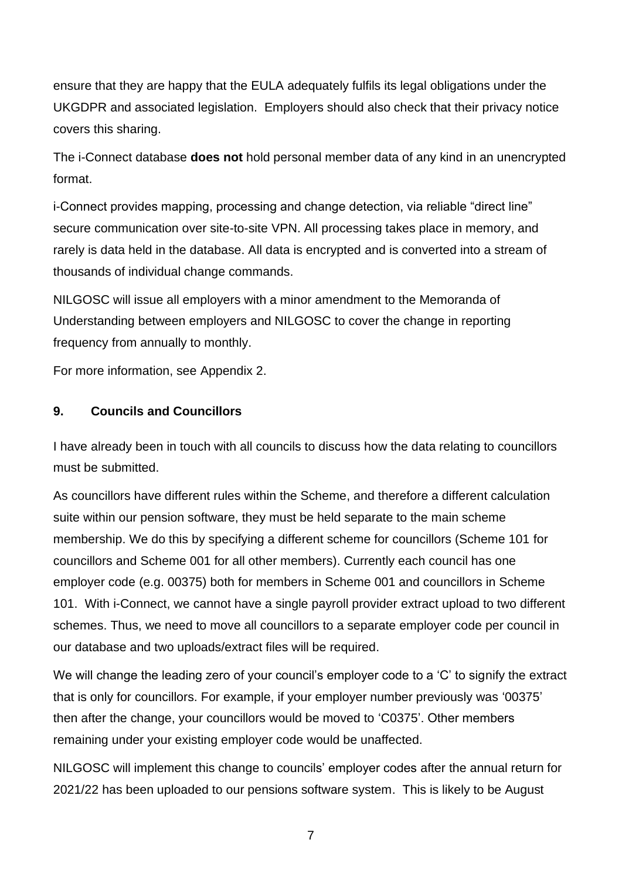ensure that they are happy that the EULA adequately fulfils its legal obligations under the UKGDPR and associated legislation. Employers should also check that their privacy notice covers this sharing.

The i-Connect database **does not** hold personal member data of any kind in an unencrypted format.

i-Connect provides mapping, processing and change detection, via reliable "direct line" secure communication over site-to-site VPN. All processing takes place in memory, and rarely is data held in the database. All data is encrypted and is converted into a stream of thousands of individual change commands.

NILGOSC will issue all employers with a minor amendment to the Memoranda of Understanding between employers and NILGOSC to cover the change in reporting frequency from annually to monthly.

For more information, see Appendix 2.

## 9. Councils and Councillors

I have already been in touch with all councils to discuss how the data relating to councillors must be submitted.

As councillors have different rules within the Scheme, and therefore a different calculation suite within our pension software, they must be held separate to the main scheme membership. We do this by specifying a different scheme for councillors (Scheme 101 for councillors and Scheme 001 for all other members). Currently each council has one employer code (e.g. 00375) both for members in Scheme 001 and councillors in Scheme 101. With i-Connect, we cannot have a single payroll provider extract upload to two different schemes. Thus, we need to move all councillors to a separate employer code per council in our database and two uploads/extract files will be required.

We will change the leading zero of your council's employer code to a 'C' to signify the extract that is only for councillors. For example, if your employer number previously was '00375' then after the change, your councillors would be moved to 'C0375'. Other members remaining under your existing employer code would be unaffected.

NILGOSC will implement this change to councils' employer codes after the annual return for 2021/22 has been uploaded to our pensions software system. This is likely to be August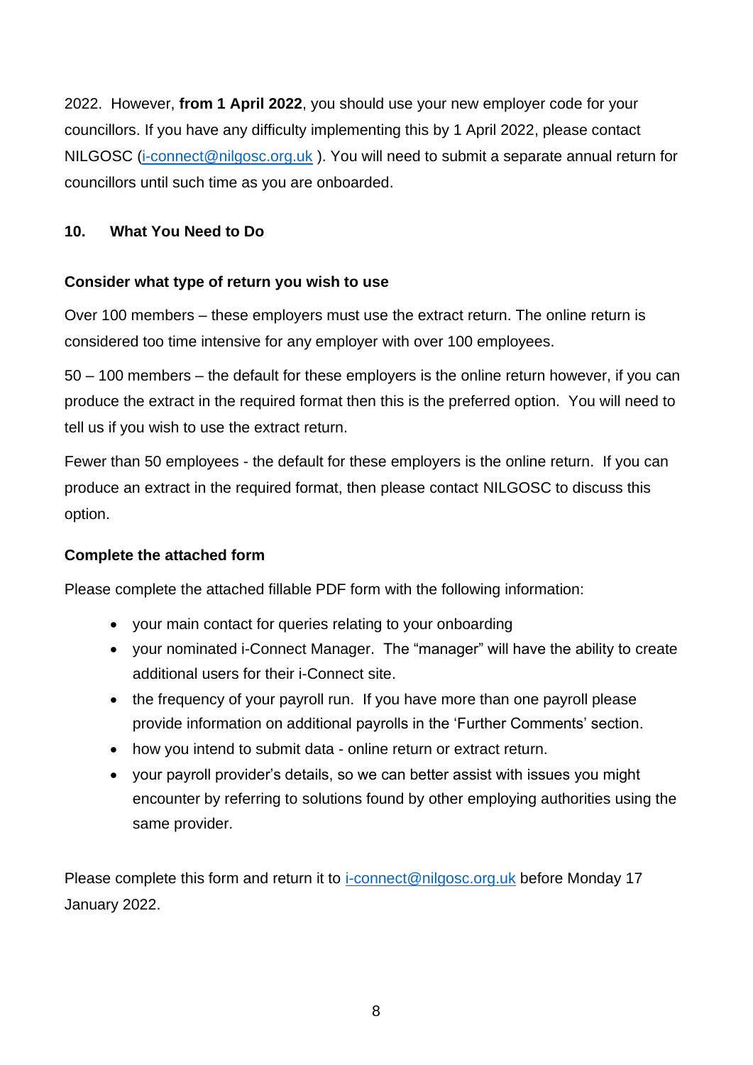2022. However, **from 1 April 2022**, you should use your new employer code for your councillors. If you have any difficulty implementing this by 1 April 2022, please contact NILGOSC (i-connect@nilgosc.org.uk ). You will need to submit a separate annual return for councillors until such time as you are onboarded.

## 10. What You Need to Do

### Consider what type of return you wish to use

Over 100 members – these employers must use the extract return. The online return is considered too time intensive for any employer with over 100 employees.

50 – 100 members – the default for these employers is the online return however, if you can produce the extract in the required format then this is the preferred option. You will need to tell us if you wish to use the extract return.

Fewer than 50 employees - the default for these employers is the online return. If you can produce an extract in the required format, then please contact NILGOSC to discuss this option.

### Complete the attached form

Please complete the attached fillable PDF form with the following information:

- your main contact for queries relating to your onboarding
- your nominated i-Connect Manager. The "manager" will have the ability to create additional users for their i-Connect site.
- the frequency of your payroll run. If you have more than one payroll please provide information on additional payrolls in the 'Further Comments' section.
- how you intend to submit data - online return or extract return.
- your payroll provider's details, so we can better assist with issues you might encounter by referring to solutions found by other employing authorities using the same provider.

Please complete this form and return it to i-connect@nilgosc.org.uk before Monday 17 January 2022.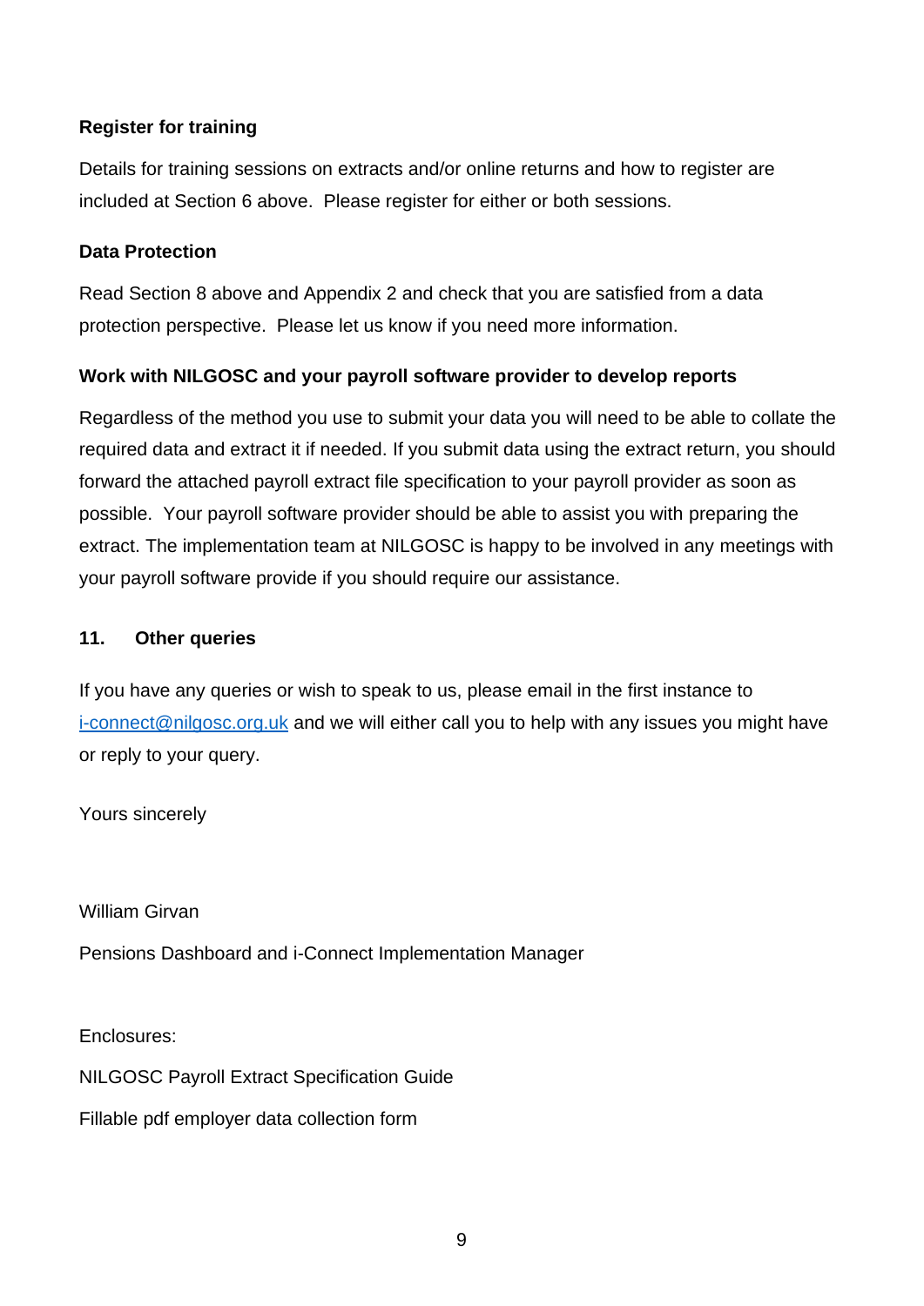**Register for training**

Details for training sessions on extracts and/or online returns and how to register are included at Section 6 above. Please register for either or both sessions.

**Data Protection**

Read Section 8 above and Appendix 2 and check that you are satisfied from a data protection perspective. Please let us know if you need more information.

**Work with NILGOSC and your payroll software provider to develop reports**

Regardless of the method you use to submit your data you will need to be able to collate the required data and extract it if needed. If you submit data using the extract return, you should forward the attached payroll extract file specification to your payroll provider as soon as possible. Your payroll software provider should be able to assist you with preparing the extract. The implementation team at NILGOSC is happy to be involved in any meetings with your payroll software provide if you should require our assistance.

## 11. Other queries

If you have any queries or wish to speak to us, please email in the first instance to i-connect@nilgosc.org.uk and we will either call you to help with any issues you might have or reply to your query.

Yours sincerely

William Girvan

Pensions Dashboard and i-Connect Implementation Manager

Enclosures:

NILGOSC Payroll Extract Specification Guide

Fillable pdf employer data collection form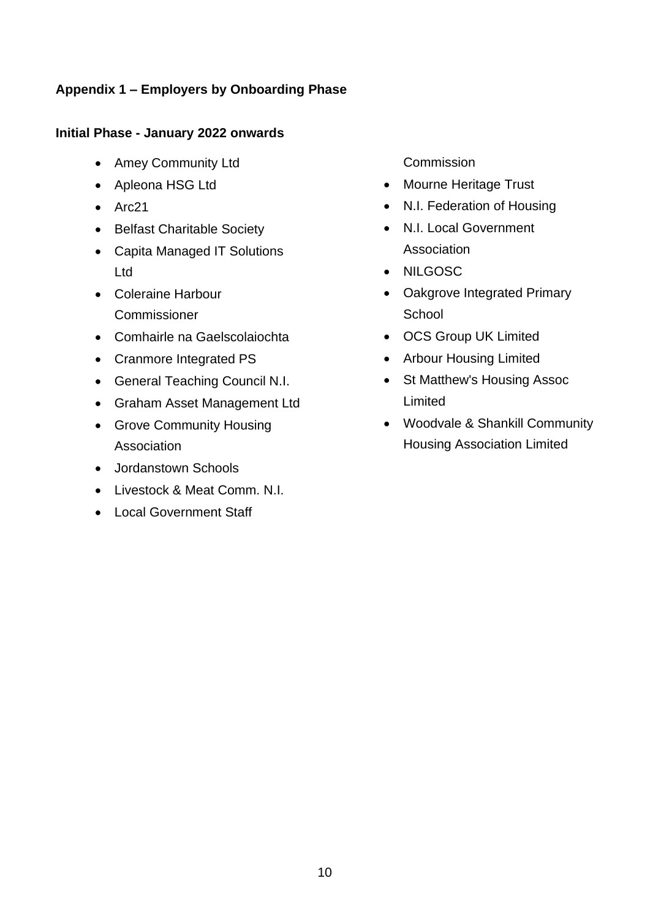## Appendix 1 – Employers by Onboarding Phase

### Initial Phase - January 2022 onwards

- Amey Community Ltd
- Apleona HSG Ltd
- Arc21
- Belfast Charitable Society
- Capita Managed IT Solutions Ltd
- Coleraine Harbour Commissioner
- Comhairle na Gaelscolaiochta
- Cranmore Integrated PS
- General Teaching Council N.I.
- Graham Asset Management Ltd
- Grove Community Housing Association
- Jordanstown Schools
- Livestock & Meat Comm. N.I.
- Local Government Staff Commission
- Mourne Heritage Trust
- N.I. Federation of Housing
- N.I. Local Government Association
- NILGOSC
- Oakgrove Integrated Primary School
- OCS Group UK Limited
- Arbour Housing Limited
- St Matthew's Housing Assoc Limited
- Woodvale & Shankill Community Housing Association Limited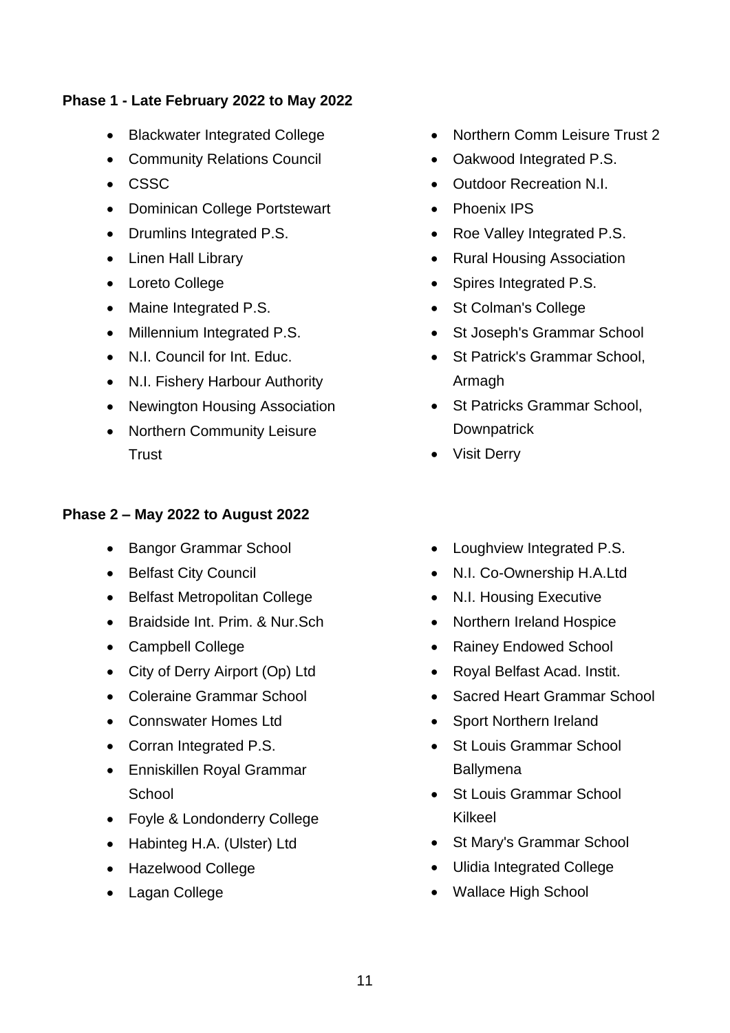**Phase 1 - Late February 2022 to May 2022**

- Blackwater Integrated College
- Community Relations Council
- CSSC
- Dominican College Portstewart
- Drumlins Integrated P.S.
- Linen Hall Library
- Loreto College
- Maine Integrated P.S.
- Millennium Integrated P.S.
- N.I. Council for Int. Educ.
- N.I. Fishery Harbour Authority
- Newington Housing Association
- Northern Community Leisure Trust
- Northern Comm Leisure Trust 2
- Oakwood Integrated P.S.
- Outdoor Recreation N.I.
- Phoenix IPS
- Roe Valley Integrated P.S.
- Rural Housing Association
- Spires Integrated P.S.
- St Colman's College
- St Joseph's Grammar School
- St Patrick's Grammar School, Armagh
- St Patricks Grammar School, Downpatrick
- Visit Derry

**Phase 2 – May 2022 to August 2022**

- Bangor Grammar School
- Belfast City Council
- Belfast Metropolitan College
- Braidside Int. Prim. & Nur.Sch
- Campbell College
- City of Derry Airport (Op) Ltd
- Coleraine Grammar School
- Connswater Homes Ltd
- Corran Integrated P.S.
- Enniskillen Royal Grammar School
- Foyle & Londonderry College
- Habinteg H.A. (Ulster) Ltd
- Hazelwood College
- Lagan College
- Loughview Integrated P.S.
- N.I. Co-Ownership H.A.Ltd
- N.I. Housing Executive
- Northern Ireland Hospice
- Rainey Endowed School
- Royal Belfast Acad. Instit.
- Sacred Heart Grammar School
- Sport Northern Ireland
- St Louis Grammar School Ballymena
- St Louis Grammar School Kilkeel
- St Mary's Grammar School
- Ulidia Integrated College
- Wallace High School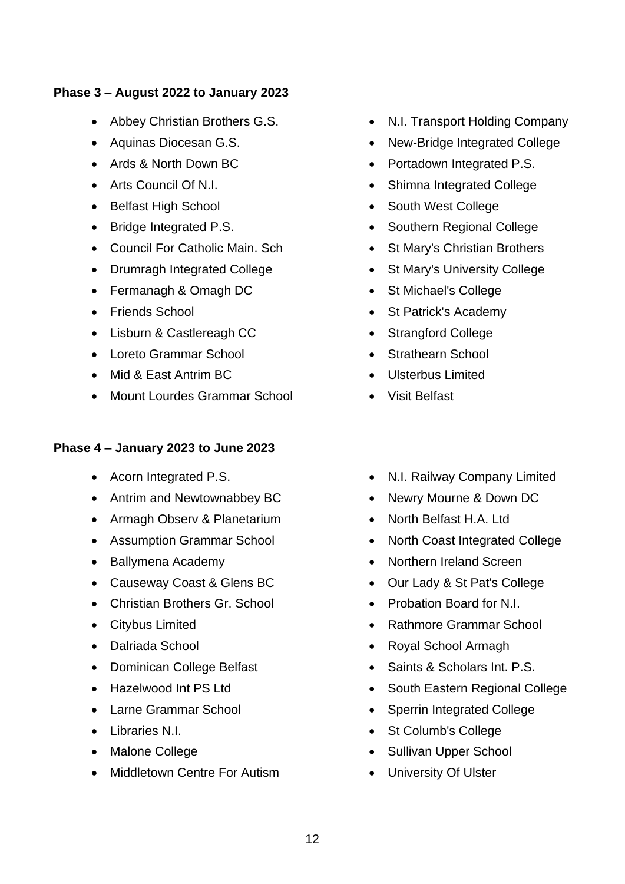**Phase 3 – August 2022 to January 2023**

- Abbey Christian Brothers G.S.
- Aquinas Diocesan G.S.
- Ards & North Down BC
- Arts Council Of N.I.
- Belfast High School
- Bridge Integrated P.S.
- Council For Catholic Main. Sch
- Drumragh Integrated College
- Fermanagh & Omagh DC
- Friends School
- Lisburn & Castlereagh CC
- Loreto Grammar School
- Mid & East Antrim BC
- Mount Lourdes Grammar School
- N.I. Transport Holding Company
- New-Bridge Integrated College
- Portadown Integrated P.S.
- Shimna Integrated College
- South West College
- Southern Regional College
- St Mary's Christian Brothers
- St Mary's University College
- St Michael's College
- St Patrick's Academy
- Strangford College
- Strathearn School
- Ulsterbus Limited
- Visit Belfast

**Phase 4 – January 2023 to June 2023**

- Acorn Integrated P.S.
- Antrim and Newtownabbey BC
- Armagh Observ & Planetarium
- Assumption Grammar School
- Ballymena Academy
- Causeway Coast & Glens BC
- Christian Brothers Gr. School
- Citybus Limited
- Dalriada School
- Dominican College Belfast
- Hazelwood Int PS Ltd
- Larne Grammar School
- Libraries N.I.
- Malone College
- Middletown Centre For Autism
- N.I. Railway Company Limited
- Newry Mourne & Down DC
- North Belfast H.A. Ltd
- North Coast Integrated College
- Northern Ireland Screen
- Our Lady & St Pat's College
- Probation Board for N.I.
- Rathmore Grammar School
- Royal School Armagh
- Saints & Scholars Int. P.S.
- South Eastern Regional College
- Sperrin Integrated College
- St Columb's College
- Sullivan Upper School
- University Of Ulster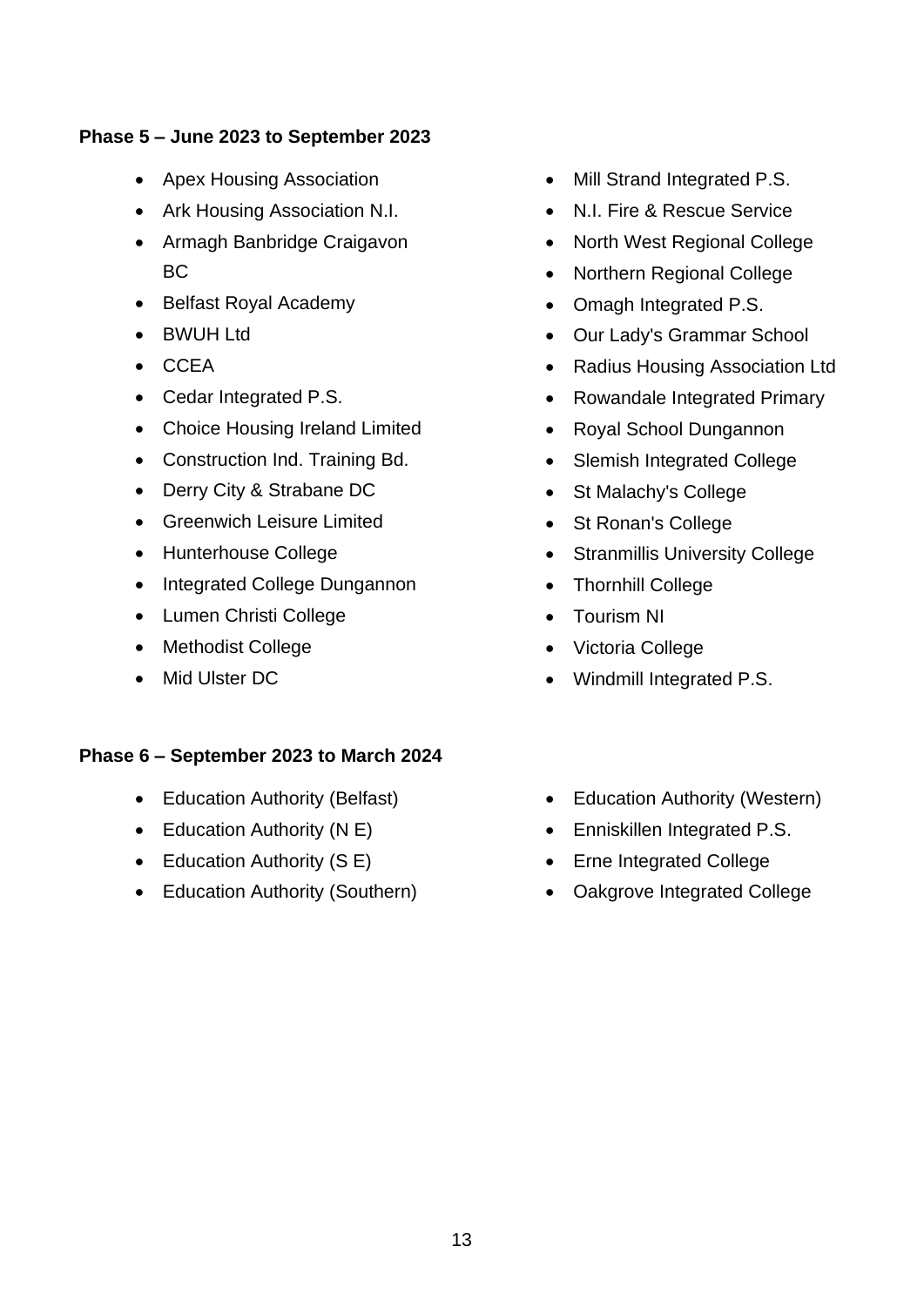**Phase 5 – June 2023 to September 2023**

- Apex Housing Association
- Ark Housing Association N.I.
- Armagh Banbridge Craigavon BC
- Belfast Royal Academy
- BWUH Ltd
- CCEA
- Cedar Integrated P.S.
- Choice Housing Ireland Limited
- Construction Ind. Training Bd.
- Derry City & Strabane DC
- Greenwich Leisure Limited
- Hunterhouse College
- Integrated College Dungannon
- Lumen Christi College
- Methodist College
- Mid Ulster DC
- Mill Strand Integrated P.S.
- N.I. Fire & Rescue Service
- North West Regional College
- Northern Regional College
- Omagh Integrated P.S.
- Our Lady's Grammar School
- Radius Housing Association Ltd
- Rowandale Integrated Primary
- Royal School Dungannon
- Slemish Integrated College
- St Malachy's College
- St Ronan's College
- Stranmillis University College
- Thornhill College
- Tourism NI
- Victoria College
- Windmill Integrated P.S.

**Phase 6 – September 2023 to March 2024**

- Education Authority (Belfast)
- Education Authority (N E)
- Education Authority (S E)
- Education Authority (Southern)
- Education Authority (Western)
- Enniskillen Integrated P.S.
- Erne Integrated College
- Oakgrove Integrated College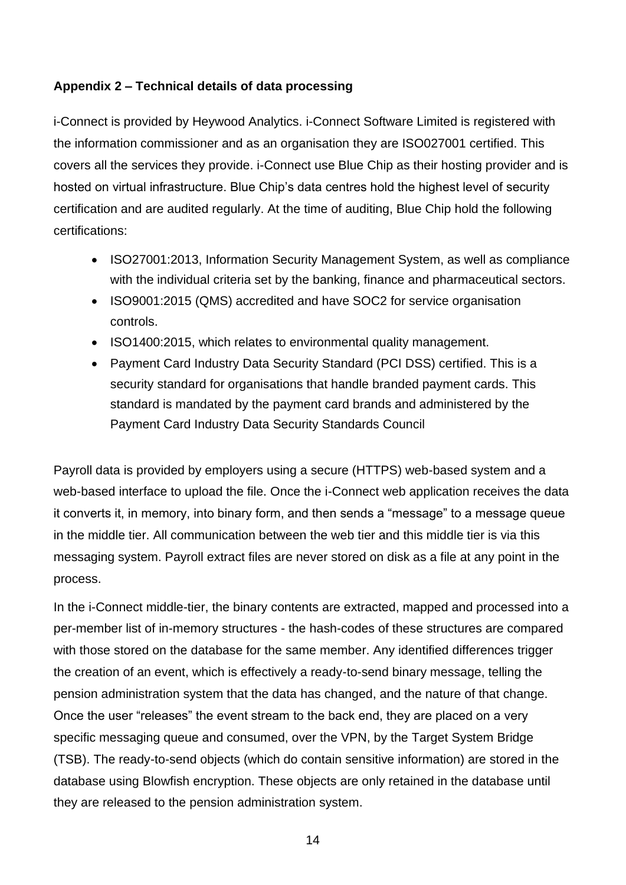**Appendix 2 – Technical details of data processing**

i-Connect is provided by Heywood Analytics. i-Connect Software Limited is registered with the information commissioner and as an organisation they are ISO027001 certified. This covers all the services they provide. i-Connect use Blue Chip as their hosting provider and is hosted on virtual infrastructure. Blue Chip's data centres hold the highest level of security certification and are audited regularly. At the time of auditing, Blue Chip hold the following certifications:

- ISO27001:2013, Information Security Management System, as well as compliance with the individual criteria set by the banking, finance and pharmaceutical sectors.
- ISO9001:2015 (QMS) accredited and have SOC2 for service organisation controls.
- ISO1400:2015, which relates to environmental quality management.
- Payment Card Industry Data Security Standard (PCI DSS) certified. This is a security standard for organisations that handle branded payment cards. This standard is mandated by the payment card brands and administered by the Payment Card Industry Data Security Standards Council

Payroll data is provided by employers using a secure (HTTPS) web-based system and a web-based interface to upload the file. Once the i-Connect web application receives the data it converts it, in memory, into binary form, and then sends a "message" to a message queue in the middle tier. All communication between the web tier and this middle tier is via this messaging system. Payroll extract files are never stored on disk as a file at any point in the process.

In the i-Connect middle-tier, the binary contents are extracted, mapped and processed into a per-member list of in-memory structures - the hash-codes of these structures are compared with those stored on the database for the same member. Any identified differences trigger the creation of an event, which is effectively a ready-to-send binary message, telling the pension administration system that the data has changed, and the nature of that change. Once the user "releases" the event stream to the back end, they are placed on a very specific messaging queue and consumed, over the VPN, by the Target System Bridge (TSB). The ready-to-send objects (which do contain sensitive information) are stored in the database using Blowfish encryption. These objects are only retained in the database until they are released to the pension administration system.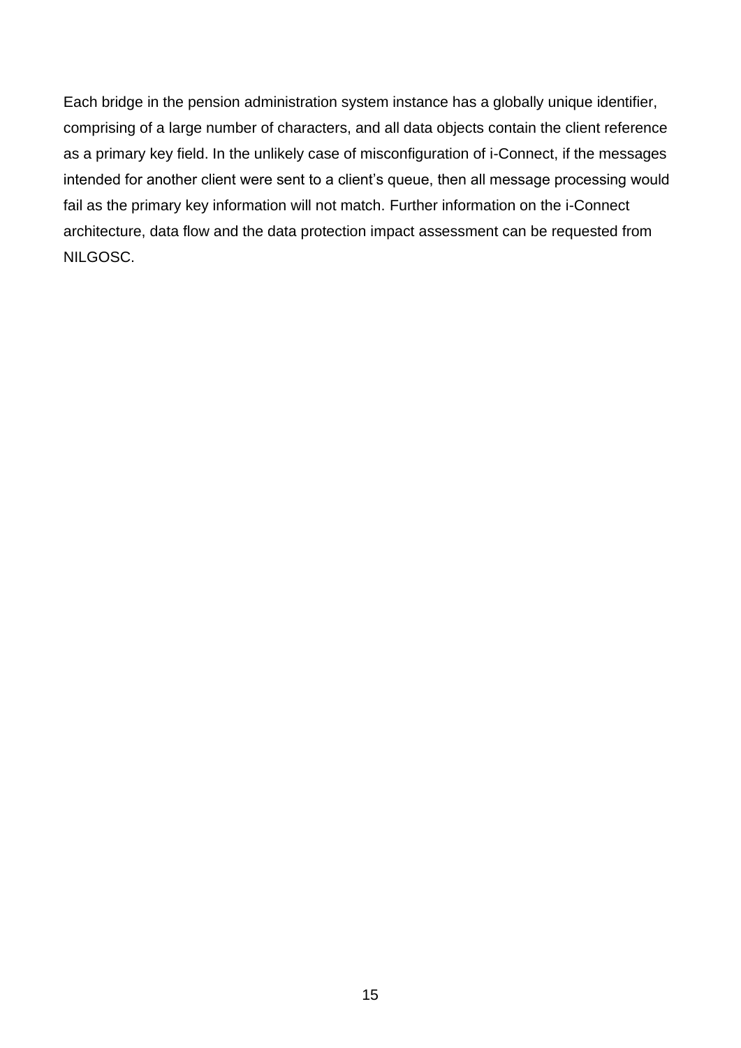Each bridge in the pension administration system instance has a globally unique identifier, comprising of a large number of characters, and all data objects contain the client reference as a primary key field. In the unlikely case of misconfiguration of i-Connect, if the messages intended for another client were sent to a client's queue, then all message processing would fail as the primary key information will not match. Further information on the i-Connect architecture, data flow and the data protection impact assessment can be requested from NILGOSC.